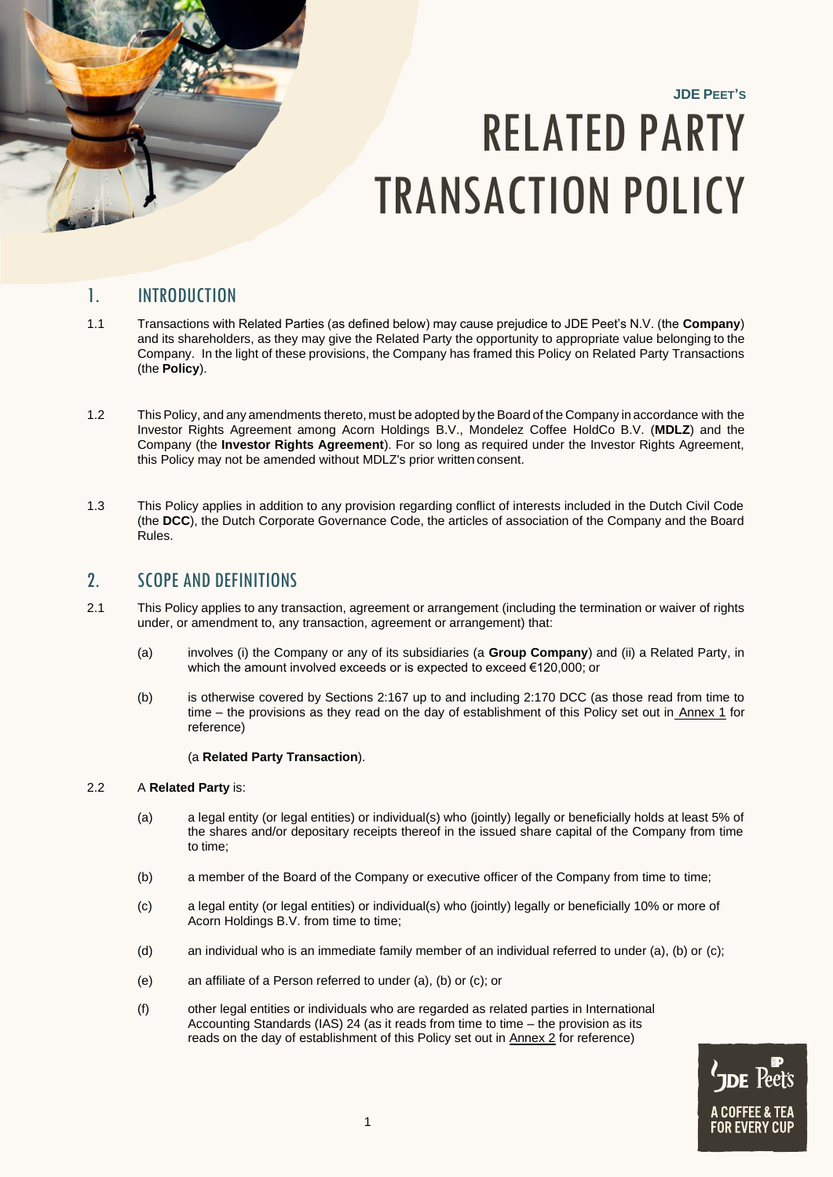JDE PEET'S

# RELATED PARTY TRANSACTION POLICY

## 1. INTRODUCTION

1.1 Transactions with Related Parties (as defined below) may cause prejudice to JDE Peet's N.V. (the **Company**) and its shareholders, as they may give the Related Party the opportunity to appropriate value belonging to the Company. In the light of these provisions, the Company has framed this Policy on Related Party Transactions (the **Policy**).

1.2 This Policy, and any amendments thereto, must be adopted by the Board of the Company in accordance with the Investor Rights Agreement among Acorn Holdings B.V., Mondelez Coffee HoldCo B.V. (**MDLZ**) and the Company (the **Investor Rights Agreement**). For so long as required under the Investor Rights Agreement, this Policy may not be amended without MDLZ's prior written consent.

1.3 This Policy applies in addition to any provision regarding conflict of interests included in the Dutch Civil Code (the **DCC**), the Dutch Corporate Governance Code, the articles of association of the Company and the Board Rules.

## 2. SCOPE AND DEFINITIONS

2.1 This Policy applies to any transaction, agreement or arrangement (including the termination or waiver of rights under, or amendment to, any transaction, agreement or arrangement) that:

(a) involves (i) the Company or any of its subsidiaries (a **Group Company**) and (ii) a Related Party, in which the amount involved exceeds or is expected to exceed €120,000; or

(b) is otherwise covered by Sections 2:167 up to and including 2:170 DCC (as those read from time to time – the provisions as they read on the day of establishment of this Policy set out in Annex 1 for reference)

(a **Related Party Transaction**).

2.2 A **Related Party** is:

(a) a legal entity (or legal entities) or individual(s) who (jointly) legally or beneficially holds at least 5% of the shares and/or depositary receipts thereof in the issued share capital of the Company from time to time;

(b) a member of the Board of the Company or executive officer of the Company from time to time;

(c) a legal entity (or legal entities) or individual(s) who (jointly) legally or beneficially 10% or more of Acorn Holdings B.V. from time to time;

(d) an individual who is an immediate family member of an individual referred to under (a), (b) or (c);

(e) an affiliate of a Person referred to under (a), (b) or (c); or

(f) other legal entities or individuals who are regarded as related parties in International Accounting Standards (IAS) 24 (as it reads from time to time – the provision as its reads on the day of establishment of this Policy set out in Annex 2 for reference)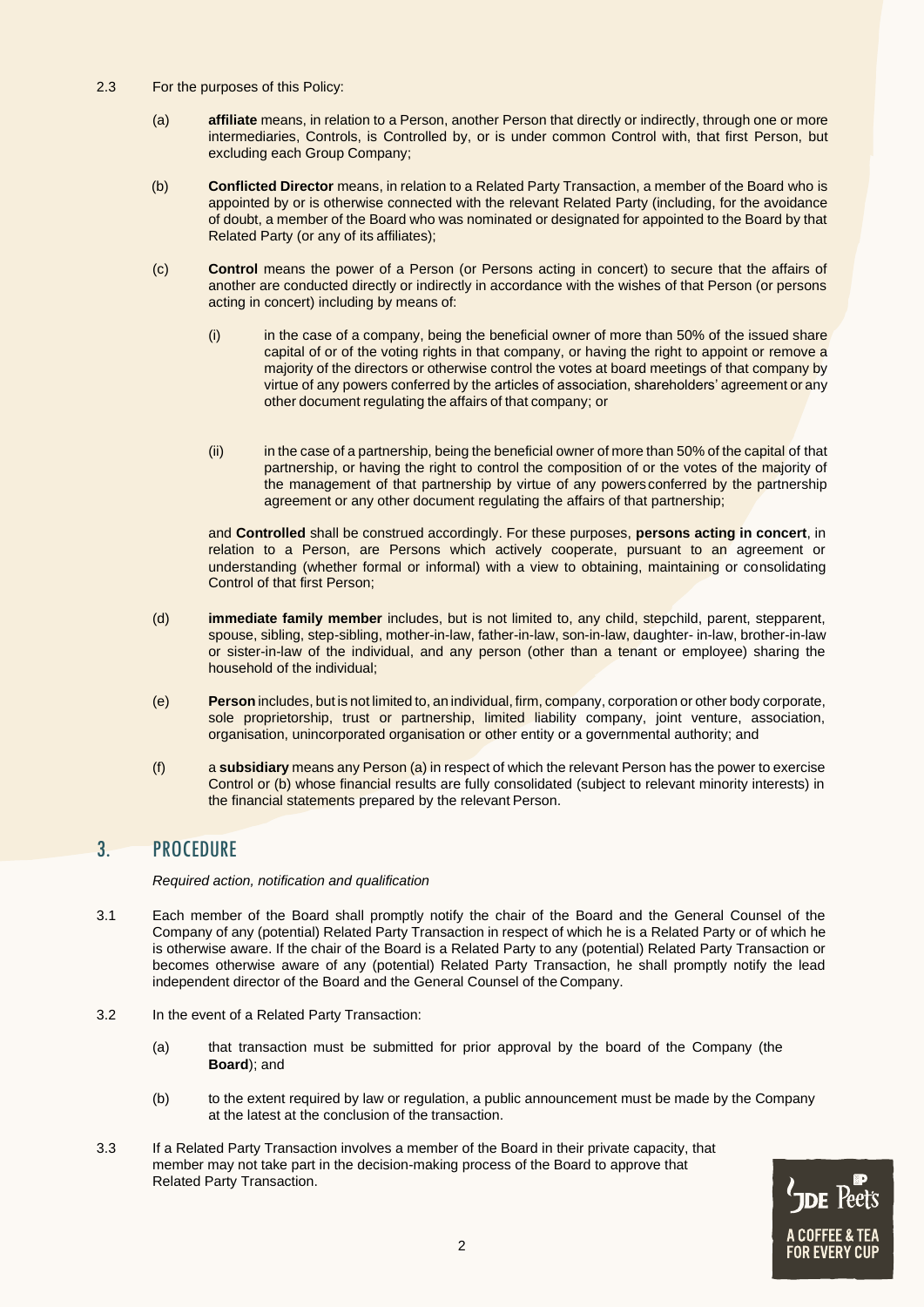2.3 For the purposes of this Policy:

(a) **affiliate** means, in relation to a Person, another Person that directly or indirectly, through one or more intermediaries, Controls, is Controlled by, or is under common Control with, that first Person, but excluding each Group Company;

(b) **Conflicted Director** means, in relation to a Related Party Transaction, a member of the Board who is appointed by or is otherwise connected with the relevant Related Party (including, for the avoidance of doubt, a member of the Board who was nominated or designated for appointed to the Board by that Related Party (or any of its affiliates);

(c) **Control** means the power of a Person (or Persons acting in concert) to secure that the affairs of another are conducted directly or indirectly in accordance with the wishes of that Person (or persons acting in concert) including by means of:

(i) in the case of a company, being the beneficial owner of more than 50% of the issued share capital of or of the voting rights in that company, or having the right to appoint or remove a majority of the directors or otherwise control the votes at board meetings of that company by virtue of any powers conferred by the articles of association, shareholders' agreement or any other document regulating the affairs of that company; or

(ii) in the case of a partnership, being the beneficial owner of more than 50% of the capital of that partnership, or having the right to control the composition of or the votes of the majority of the management of that partnership by virtue of any powers conferred by the partnership agreement or any other document regulating the affairs of that partnership;

and **Controlled** shall be construed accordingly. For these purposes, **persons acting in concert**, in relation to a Person, are Persons which actively cooperate, pursuant to an agreement or understanding (whether formal or informal) with a view to obtaining, maintaining or consolidating Control of that first Person;

(d) **immediate family member** includes, but is not limited to, any child, stepchild, parent, stepparent, spouse, sibling, step-sibling, mother-in-law, father-in-law, son-in-law, daughter- in-law, brother-in-law or sister-in-law of the individual, and any person (other than a tenant or employee) sharing the household of the individual;

(e) **Person** includes, but is not limited to, an individual, firm, company, corporation or other body corporate, sole proprietorship, trust or partnership, limited liability company, joint venture, association, organisation, unincorporated organisation or other entity or a governmental authority; and

(f) a **subsidiary** means any Person (a) in respect of which the relevant Person has the power to exercise Control or (b) whose financial results are fully consolidated (subject to relevant minority interests) in the financial statements prepared by the relevant Person.

## 3. PROCEDURE

*Required action, notification and qualification*

3.1 Each member of the Board shall promptly notify the chair of the Board and the General Counsel of the Company of any (potential) Related Party Transaction in respect of which he is a Related Party or of which he is otherwise aware. If the chair of the Board is a Related Party to any (potential) Related Party Transaction or becomes otherwise aware of any (potential) Related Party Transaction, he shall promptly notify the lead independent director of the Board and the General Counsel of the Company.

3.2 In the event of a Related Party Transaction:

(a) that transaction must be submitted for prior approval by the board of the Company (the **Board**); and

(b) to the extent required by law or regulation, a public announcement must be made by the Company at the latest at the conclusion of the transaction.

3.3 If a Related Party Transaction involves a member of the Board in their private capacity, that member may not take part in the decision-making process of the Board to approve that Related Party Transaction.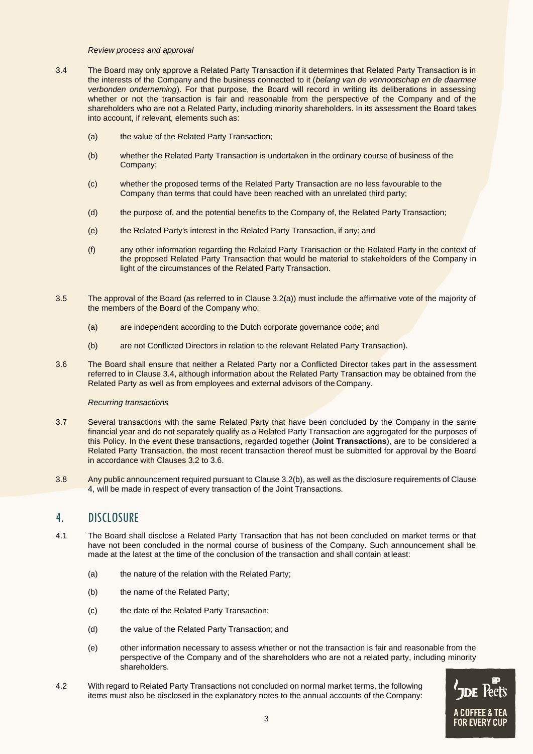*Review process and approval*

3.4 The Board may only approve a Related Party Transaction if it determines that Related Party Transaction is in the interests of the Company and the business connected to it (*belang van de vennootschap en de daarmee verbonden onderneming*). For that purpose, the Board will record in writing its deliberations in assessing whether or not the transaction is fair and reasonable from the perspective of the Company and of the shareholders who are not a Related Party, including minority shareholders. In its assessment the Board takes into account, if relevant, elements such as:

(a) the value of the Related Party Transaction;

(b) whether the Related Party Transaction is undertaken in the ordinary course of business of the Company;

(c) whether the proposed terms of the Related Party Transaction are no less favourable to the Company than terms that could have been reached with an unrelated third party;

(d) the purpose of, and the potential benefits to the Company of, the Related Party Transaction;

(e) the Related Party's interest in the Related Party Transaction, if any; and

(f) any other information regarding the Related Party Transaction or the Related Party in the context of the proposed Related Party Transaction that would be material to stakeholders of the Company in light of the circumstances of the Related Party Transaction.

3.5 The approval of the Board (as referred to in Clause 3.2(a)) must include the affirmative vote of the majority of the members of the Board of the Company who:

(a) are independent according to the Dutch corporate governance code; and

(b) are not Conflicted Directors in relation to the relevant Related Party Transaction).

3.6 The Board shall ensure that neither a Related Party nor a Conflicted Director takes part in the assessment referred to in Clause 3.4, although information about the Related Party Transaction may be obtained from the Related Party as well as from employees and external advisors of the Company.

*Recurring transactions*

3.7 Several transactions with the same Related Party that have been concluded by the Company in the same financial year and do not separately qualify as a Related Party Transaction are aggregated for the purposes of this Policy. In the event these transactions, regarded together (**Joint Transactions**), are to be considered a Related Party Transaction, the most recent transaction thereof must be submitted for approval by the Board in accordance with Clauses 3.2 to 3.6.

3.8 Any public announcement required pursuant to Clause 3.2(b), as well as the disclosure requirements of Clause 4, will be made in respect of every transaction of the Joint Transactions.

## 4. DISCLOSURE

4.1 The Board shall disclose a Related Party Transaction that has not been concluded on market terms or that have not been concluded in the normal course of business of the Company. Such announcement shall be made at the latest at the time of the conclusion of the transaction and shall contain at least:

(a) the nature of the relation with the Related Party;

(b) the name of the Related Party;

(c) the date of the Related Party Transaction;

(d) the value of the Related Party Transaction; and

(e) other information necessary to assess whether or not the transaction is fair and reasonable from the perspective of the Company and of the shareholders who are not a related party, including minority shareholders.

4.2 With regard to Related Party Transactions not concluded on normal market terms, the following items must also be disclosed in the explanatory notes to the annual accounts of the Company: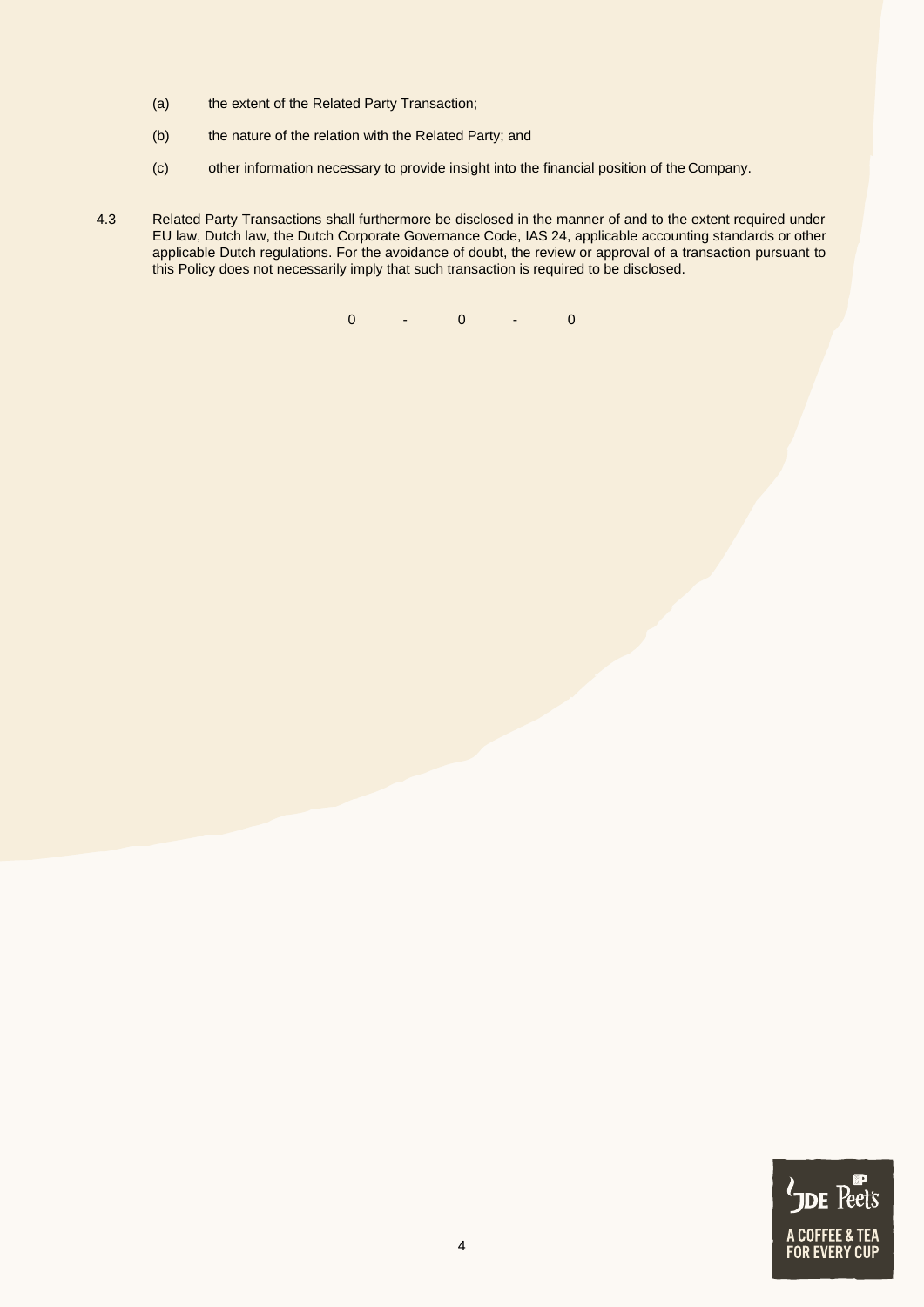(a) the extent of the Related Party Transaction;

(b) the nature of the relation with the Related Party; and

(c) other information necessary to provide insight into the financial position of the Company.

4.3 Related Party Transactions shall furthermore be disclosed in the manner of and to the extent required under EU law, Dutch law, the Dutch Corporate Governance Code, IAS 24, applicable accounting standards or other applicable Dutch regulations. For the avoidance of doubt, the review or approval of a transaction pursuant to this Policy does not necessarily imply that such transaction is required to be disclosed.

0 - 0 - 0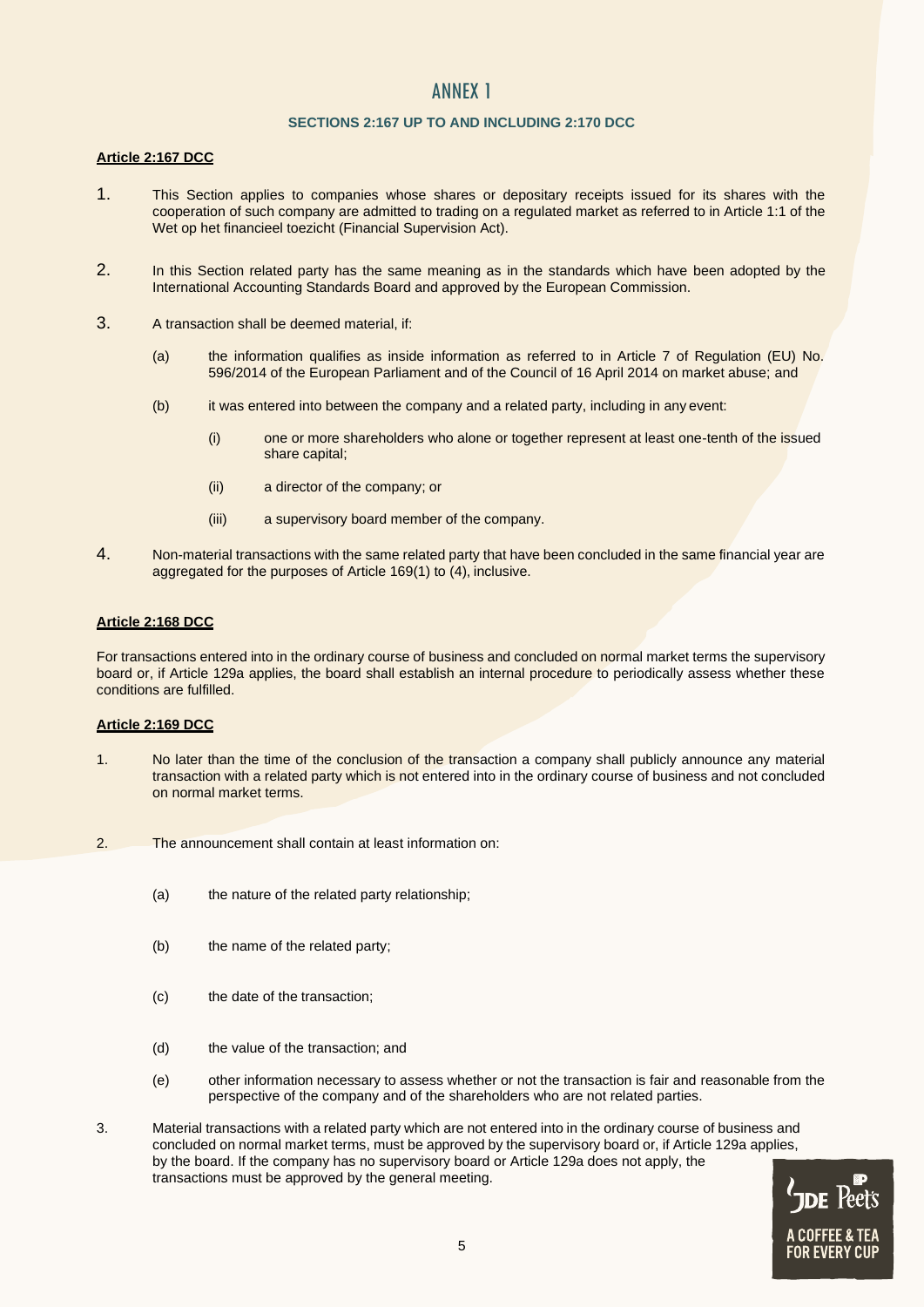# ANNEX 1

## SECTIONS 2:167 UP TO AND INCLUDING 2:170 DCC

### Article 2:167 DCC

1. This Section applies to companies whose shares or depositary receipts issued for its shares with the cooperation of such company are admitted to trading on a regulated market as referred to in Article 1:1 of the Wet op het financieel toezicht (Financial Supervision Act).

2. In this Section related party has the same meaning as in the standards which have been adopted by the International Accounting Standards Board and approved by the European Commission.

3. A transaction shall be deemed material, if:

   (a) the information qualifies as inside information as referred to in Article 7 of Regulation (EU) No. 596/2014 of the European Parliament and of the Council of 16 April 2014 on market abuse; and

   (b) it was entered into between the company and a related party, including in any event:

      (i) one or more shareholders who alone or together represent at least one-tenth of the issued share capital;

      (ii) a director of the company; or

      (iii) a supervisory board member of the company.

4. Non-material transactions with the same related party that have been concluded in the same financial year are aggregated for the purposes of Article 169(1) to (4), inclusive.

### Article 2:168 DCC

For transactions entered into in the ordinary course of business and concluded on normal market terms the supervisory board or, if Article 129a applies, the board shall establish an internal procedure to periodically assess whether these conditions are fulfilled.

### Article 2:169 DCC

1. No later than the time of the conclusion of the transaction a company shall publicly announce any material transaction with a related party which is not entered into in the ordinary course of business and not concluded on normal market terms.

2. The announcement shall contain at least information on:

   (a) the nature of the related party relationship;

   (b) the name of the related party;

   (c) the date of the transaction;

   (d) the value of the transaction; and

   (e) other information necessary to assess whether or not the transaction is fair and reasonable from the perspective of the company and of the shareholders who are not related parties.

3. Material transactions with a related party which are not entered into in the ordinary course of business and concluded on normal market terms, must be approved by the supervisory board or, if Article 129a applies, by the board. If the company has no supervisory board or Article 129a does not apply, the transactions must be approved by the general meeting.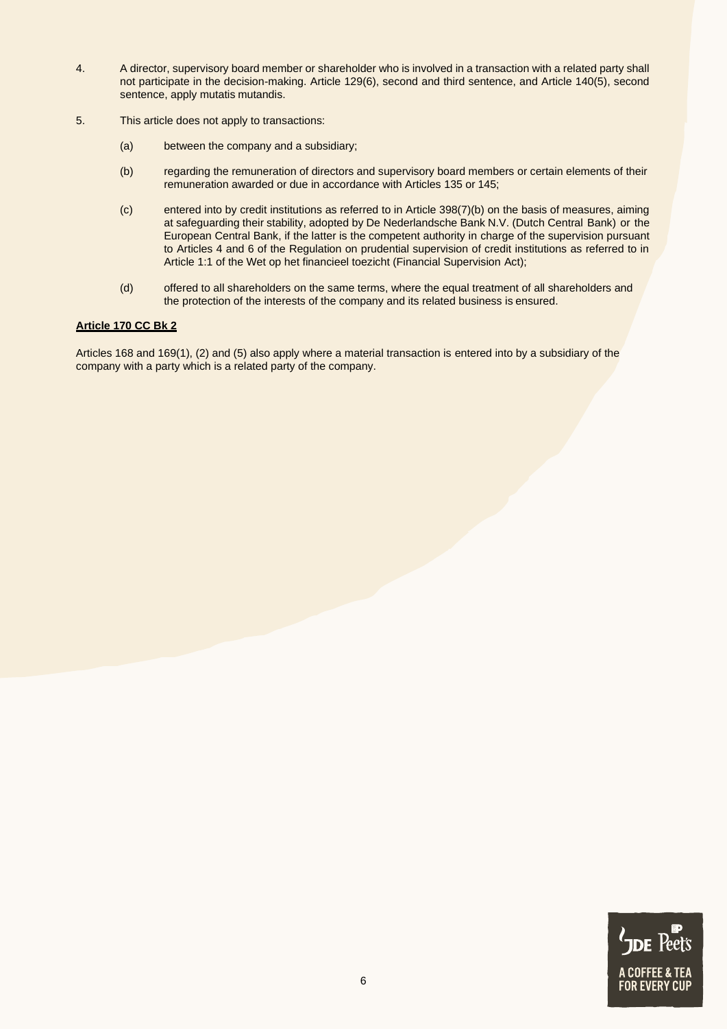4. A director, supervisory board member or shareholder who is involved in a transaction with a related party shall not participate in the decision-making. Article 129(6), second and third sentence, and Article 140(5), second sentence, apply mutatis mutandis.

5. This article does not apply to transactions:

   (a) between the company and a subsidiary;

   (b) regarding the remuneration of directors and supervisory board members or certain elements of their remuneration awarded or due in accordance with Articles 135 or 145;

   (c) entered into by credit institutions as referred to in Article 398(7)(b) on the basis of measures, aiming at safeguarding their stability, adopted by De Nederlandsche Bank N.V. (Dutch Central Bank) or the European Central Bank, if the latter is the competent authority in charge of the supervision pursuant to Articles 4 and 6 of the Regulation on prudential supervision of credit institutions as referred to in Article 1:1 of the Wet op het financieel toezicht (Financial Supervision Act);

   (d) offered to all shareholders on the same terms, where the equal treatment of all shareholders and the protection of the interests of the company and its related business is ensured.

**Article 170 CC Bk 2**

Articles 168 and 169(1), (2) and (5) also apply where a material transaction is entered into by a subsidiary of the company with a party which is a related party of the company.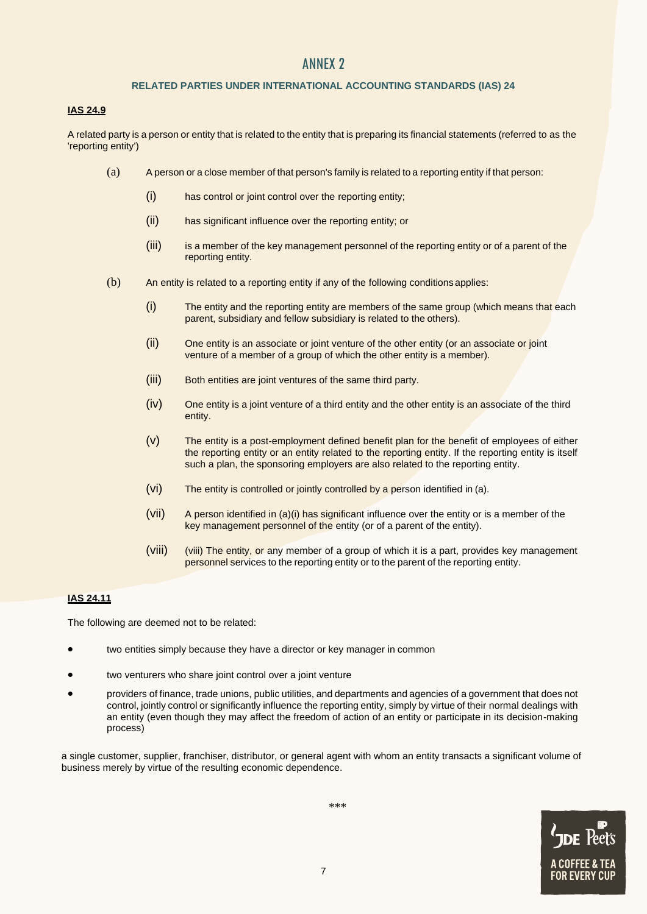# ANNEX 2

**RELATED PARTIES UNDER INTERNATIONAL ACCOUNTING STANDARDS (IAS) 24**

**IAS 24.9**

A related party is a person or entity that is related to the entity that is preparing its financial statements (referred to as the 'reporting entity')

(a) A person or a close member of that person's family is related to a reporting entity if that person:

   (i) has control or joint control over the reporting entity;

   (ii) has significant influence over the reporting entity; or

   (iii) is a member of the key management personnel of the reporting entity or of a parent of the reporting entity.

(b) An entity is related to a reporting entity if any of the following conditions applies:

   (i) The entity and the reporting entity are members of the same group (which means that each parent, subsidiary and fellow subsidiary is related to the others).

   (ii) One entity is an associate or joint venture of the other entity (or an associate or joint venture of a member of a group of which the other entity is a member).

   (iii) Both entities are joint ventures of the same third party.

   (iv) One entity is a joint venture of a third entity and the other entity is an associate of the third entity.

   (v) The entity is a post-employment defined benefit plan for the benefit of employees of either the reporting entity or an entity related to the reporting entity. If the reporting entity is itself such a plan, the sponsoring employers are also related to the reporting entity.

   (vi) The entity is controlled or jointly controlled by a person identified in (a).

   (vii) A person identified in (a)(i) has significant influence over the entity or is a member of the key management personnel of the entity (or of a parent of the entity).

   (viii) (viii) The entity, or any member of a group of which it is a part, provides key management personnel services to the reporting entity or to the parent of the reporting entity.

**IAS 24.11**

The following are deemed not to be related:

- two entities simply because they have a director or key manager in common
- two venturers who share joint control over a joint venture
- providers of finance, trade unions, public utilities, and departments and agencies of a government that does not control, jointly control or significantly influence the reporting entity, simply by virtue of their normal dealings with an entity (even though they may affect the freedom of action of an entity or participate in its decision-making process)

a single customer, supplier, franchiser, distributor, or general agent with whom an entity transacts a significant volume of business merely by virtue of the resulting economic dependence.

***